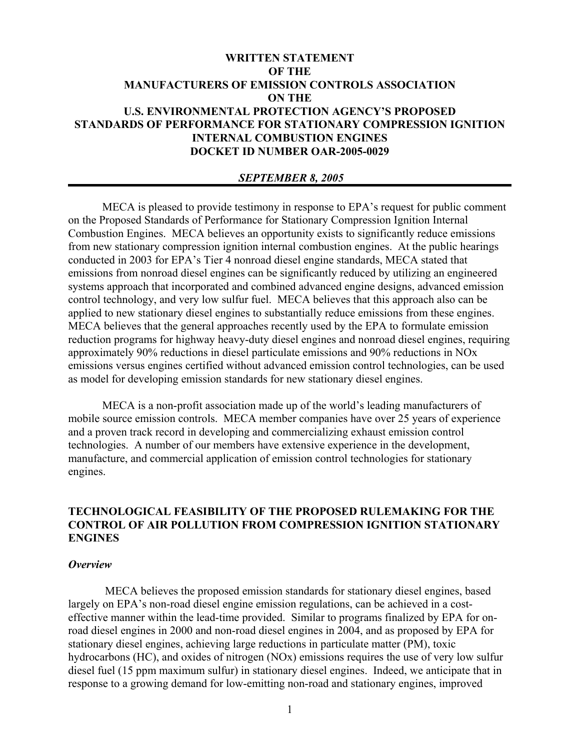# WRITTEN STATEMENT OF THE MANUFACTURERS OF EMISSION CONTROLS ASSOCIATION ON THE U.S. ENVIRONMENTAL PROTECTION AGENCY'S PROPOSED STANDARDS OF PERFORMANCE FOR STATIONARY COMPRESSION IGNITION INTERNAL COMBUSTION ENGINES DOCKET ID NUMBER OAR-2005-0029

***SEPTEMBER 8, 2005***

---

MECA is pleased to provide testimony in response to EPA's request for public comment on the Proposed Standards of Performance for Stationary Compression Ignition Internal Combustion Engines. MECA believes an opportunity exists to significantly reduce emissions from new stationary compression ignition internal combustion engines. At the public hearings conducted in 2003 for EPA's Tier 4 nonroad diesel engine standards, MECA stated that emissions from nonroad diesel engines can be significantly reduced by utilizing an engineered systems approach that incorporated and combined advanced engine designs, advanced emission control technology, and very low sulfur fuel. MECA believes that this approach also can be applied to new stationary diesel engines to substantially reduce emissions from these engines. MECA believes that the general approaches recently used by the EPA to formulate emission reduction programs for highway heavy-duty diesel engines and nonroad diesel engines, requiring approximately 90% reductions in diesel particulate emissions and 90% reductions in NOx emissions versus engines certified without advanced emission control technologies, can be used as model for developing emission standards for new stationary diesel engines.

MECA is a non-profit association made up of the world's leading manufacturers of mobile source emission controls. MECA member companies have over 25 years of experience and a proven track record in developing and commercializing exhaust emission control technologies. A number of our members have extensive experience in the development, manufacture, and commercial application of emission control technologies for stationary engines.

## TECHNOLOGICAL FEASIBILITY OF THE PROPOSED RULEMAKING FOR THE CONTROL OF AIR POLLUTION FROM COMPRESSION IGNITION STATIONARY ENGINES

### *Overview*

MECA believes the proposed emission standards for stationary diesel engines, based largely on EPA's non-road diesel engine emission regulations, can be achieved in a cost-effective manner within the lead-time provided. Similar to programs finalized by EPA for on-road diesel engines in 2000 and non-road diesel engines in 2004, and as proposed by EPA for stationary diesel engines, achieving large reductions in particulate matter (PM), toxic hydrocarbons (HC), and oxides of nitrogen (NOx) emissions requires the use of very low sulfur diesel fuel (15 ppm maximum sulfur) in stationary diesel engines. Indeed, we anticipate that in response to a growing demand for low-emitting non-road and stationary engines, improved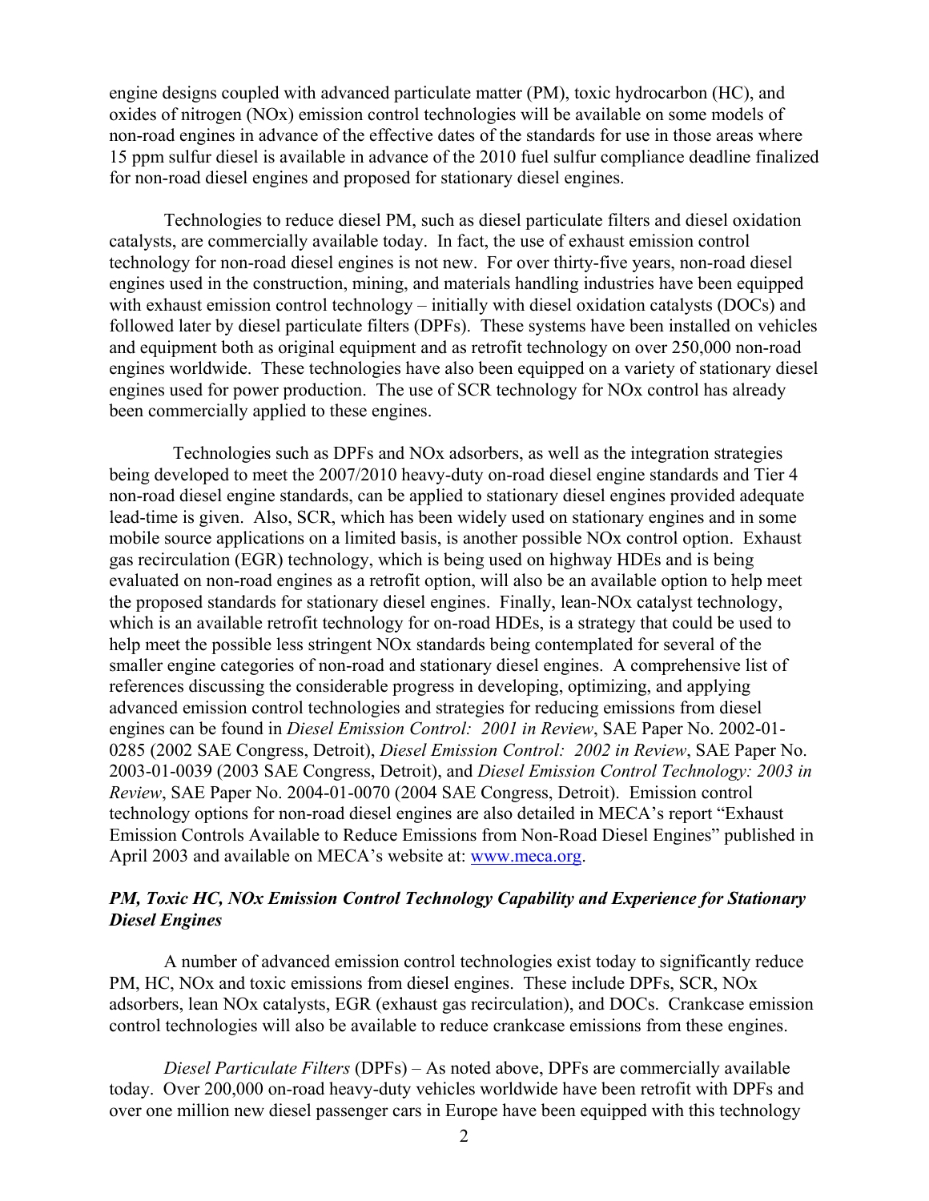engine designs coupled with advanced particulate matter (PM), toxic hydrocarbon (HC), and oxides of nitrogen (NOx) emission control technologies will be available on some models of non-road engines in advance of the effective dates of the standards for use in those areas where 15 ppm sulfur diesel is available in advance of the 2010 fuel sulfur compliance deadline finalized for non-road diesel engines and proposed for stationary diesel engines.

Technologies to reduce diesel PM, such as diesel particulate filters and diesel oxidation catalysts, are commercially available today. In fact, the use of exhaust emission control technology for non-road diesel engines is not new. For over thirty-five years, non-road diesel engines used in the construction, mining, and materials handling industries have been equipped with exhaust emission control technology – initially with diesel oxidation catalysts (DOCs) and followed later by diesel particulate filters (DPFs). These systems have been installed on vehicles and equipment both as original equipment and as retrofit technology on over 250,000 non-road engines worldwide. These technologies have also been equipped on a variety of stationary diesel engines used for power production. The use of SCR technology for NOx control has already been commercially applied to these engines.

Technologies such as DPFs and NOx adsorbers, as well as the integration strategies being developed to meet the 2007/2010 heavy-duty on-road diesel engine standards and Tier 4 non-road diesel engine standards, can be applied to stationary diesel engines provided adequate lead-time is given. Also, SCR, which has been widely used on stationary engines and in some mobile source applications on a limited basis, is another possible NOx control option. Exhaust gas recirculation (EGR) technology, which is being used on highway HDEs and is being evaluated on non-road engines as a retrofit option, will also be an available option to help meet the proposed standards for stationary diesel engines. Finally, lean-NOx catalyst technology, which is an available retrofit technology for on-road HDEs, is a strategy that could be used to help meet the possible less stringent NOx standards being contemplated for several of the smaller engine categories of non-road and stationary diesel engines. A comprehensive list of references discussing the considerable progress in developing, optimizing, and applying advanced emission control technologies and strategies for reducing emissions from diesel engines can be found in *Diesel Emission Control: 2001 in Review*, SAE Paper No. 2002-01-0285 (2002 SAE Congress, Detroit), *Diesel Emission Control: 2002 in Review*, SAE Paper No. 2003-01-0039 (2003 SAE Congress, Detroit), and *Diesel Emission Control Technology: 2003 in Review*, SAE Paper No. 2004-01-0070 (2004 SAE Congress, Detroit). Emission control technology options for non-road diesel engines are also detailed in MECA's report "Exhaust Emission Controls Available to Reduce Emissions from Non-Road Diesel Engines" published in April 2003 and available on MECA's website at: www.meca.org.

### *PM, Toxic HC, NOx Emission Control Technology Capability and Experience for Stationary Diesel Engines*

A number of advanced emission control technologies exist today to significantly reduce PM, HC, NOx and toxic emissions from diesel engines. These include DPFs, SCR, NOx adsorbers, lean NOx catalysts, EGR (exhaust gas recirculation), and DOCs. Crankcase emission control technologies will also be available to reduce crankcase emissions from these engines.

*Diesel Particulate Filters* (DPFs) – As noted above, DPFs are commercially available today. Over 200,000 on-road heavy-duty vehicles worldwide have been retrofit with DPFs and over one million new diesel passenger cars in Europe have been equipped with this technology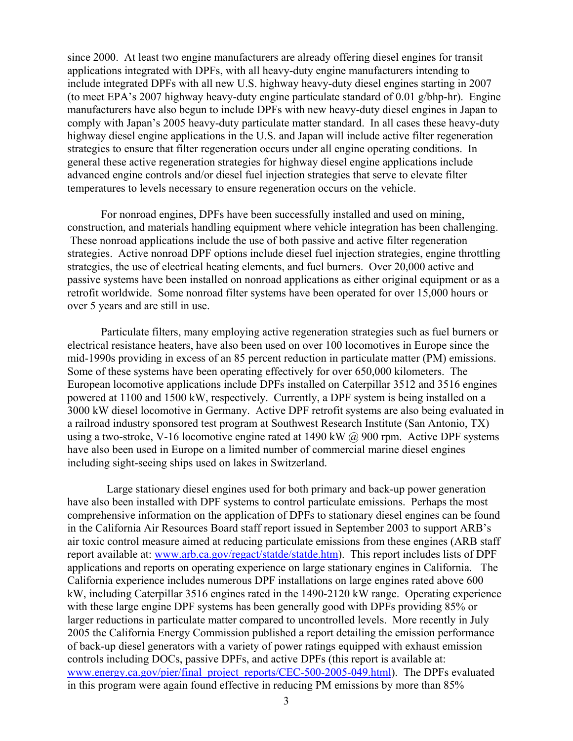since 2000. At least two engine manufacturers are already offering diesel engines for transit applications integrated with DPFs, with all heavy-duty engine manufacturers intending to include integrated DPFs with all new U.S. highway heavy-duty diesel engines starting in 2007 (to meet EPA's 2007 highway heavy-duty engine particulate standard of 0.01 g/bhp-hr). Engine manufacturers have also begun to include DPFs with new heavy-duty diesel engines in Japan to comply with Japan's 2005 heavy-duty particulate matter standard. In all cases these heavy-duty highway diesel engine applications in the U.S. and Japan will include active filter regeneration strategies to ensure that filter regeneration occurs under all engine operating conditions. In general these active regeneration strategies for highway diesel engine applications include advanced engine controls and/or diesel fuel injection strategies that serve to elevate filter temperatures to levels necessary to ensure regeneration occurs on the vehicle.

For nonroad engines, DPFs have been successfully installed and used on mining, construction, and materials handling equipment where vehicle integration has been challenging. These nonroad applications include the use of both passive and active filter regeneration strategies. Active nonroad DPF options include diesel fuel injection strategies, engine throttling strategies, the use of electrical heating elements, and fuel burners. Over 20,000 active and passive systems have been installed on nonroad applications as either original equipment or as a retrofit worldwide. Some nonroad filter systems have been operated for over 15,000 hours or over 5 years and are still in use.

Particulate filters, many employing active regeneration strategies such as fuel burners or electrical resistance heaters, have also been used on over 100 locomotives in Europe since the mid-1990s providing in excess of an 85 percent reduction in particulate matter (PM) emissions. Some of these systems have been operating effectively for over 650,000 kilometers. The European locomotive applications include DPFs installed on Caterpillar 3512 and 3516 engines powered at 1100 and 1500 kW, respectively. Currently, a DPF system is being installed on a 3000 kW diesel locomotive in Germany. Active DPF retrofit systems are also being evaluated in a railroad industry sponsored test program at Southwest Research Institute (San Antonio, TX) using a two-stroke, V-16 locomotive engine rated at 1490 kW @ 900 rpm. Active DPF systems have also been used in Europe on a limited number of commercial marine diesel engines including sight-seeing ships used on lakes in Switzerland.

Large stationary diesel engines used for both primary and back-up power generation have also been installed with DPF systems to control particulate emissions. Perhaps the most comprehensive information on the application of DPFs to stationary diesel engines can be found in the California Air Resources Board staff report issued in September 2003 to support ARB's air toxic control measure aimed at reducing particulate emissions from these engines (ARB staff report available at: www.arb.ca.gov/regact/statde/statde.htm). This report includes lists of DPF applications and reports on operating experience on large stationary engines in California. The California experience includes numerous DPF installations on large engines rated above 600 kW, including Caterpillar 3516 engines rated in the 1490-2120 kW range. Operating experience with these large engine DPF systems has been generally good with DPFs providing 85% or larger reductions in particulate matter compared to uncontrolled levels. More recently in July 2005 the California Energy Commission published a report detailing the emission performance of back-up diesel generators with a variety of power ratings equipped with exhaust emission controls including DOCs, passive DPFs, and active DPFs (this report is available at: www.energy.ca.gov/pier/final_project_reports/CEC-500-2005-049.html). The DPFs evaluated in this program were again found effective in reducing PM emissions by more than 85%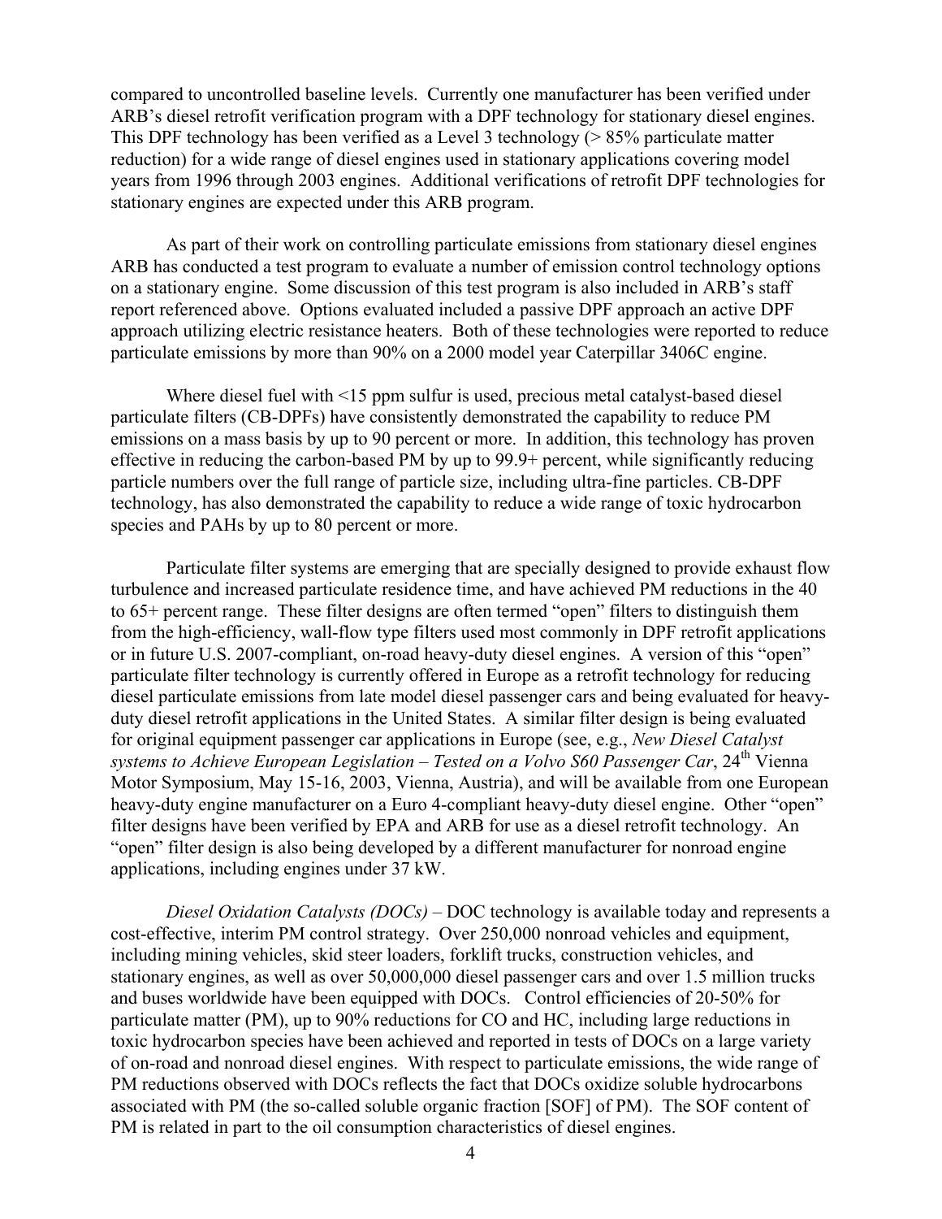compared to uncontrolled baseline levels. Currently one manufacturer has been verified under ARB's diesel retrofit verification program with a DPF technology for stationary diesel engines. This DPF technology has been verified as a Level 3 technology (> 85% particulate matter reduction) for a wide range of diesel engines used in stationary applications covering model years from 1996 through 2003 engines. Additional verifications of retrofit DPF technologies for stationary engines are expected under this ARB program.

As part of their work on controlling particulate emissions from stationary diesel engines ARB has conducted a test program to evaluate a number of emission control technology options on a stationary engine. Some discussion of this test program is also included in ARB's staff report referenced above. Options evaluated included a passive DPF approach an active DPF approach utilizing electric resistance heaters. Both of these technologies were reported to reduce particulate emissions by more than 90% on a 2000 model year Caterpillar 3406C engine.

Where diesel fuel with <15 ppm sulfur is used, precious metal catalyst-based diesel particulate filters (CB-DPFs) have consistently demonstrated the capability to reduce PM emissions on a mass basis by up to 90 percent or more. In addition, this technology has proven effective in reducing the carbon-based PM by up to 99.9+ percent, while significantly reducing particle numbers over the full range of particle size, including ultra-fine particles. CB-DPF technology, has also demonstrated the capability to reduce a wide range of toxic hydrocarbon species and PAHs by up to 80 percent or more.

Particulate filter systems are emerging that are specially designed to provide exhaust flow turbulence and increased particulate residence time, and have achieved PM reductions in the 40 to 65+ percent range. These filter designs are often termed "open" filters to distinguish them from the high-efficiency, wall-flow type filters used most commonly in DPF retrofit applications or in future U.S. 2007-compliant, on-road heavy-duty diesel engines. A version of this "open" particulate filter technology is currently offered in Europe as a retrofit technology for reducing diesel particulate emissions from late model diesel passenger cars and being evaluated for heavy-duty diesel retrofit applications in the United States. A similar filter design is being evaluated for original equipment passenger car applications in Europe (see, e.g., *New Diesel Catalyst systems to Achieve European Legislation – Tested on a Volvo S60 Passenger Car*, 24th Vienna Motor Symposium, May 15-16, 2003, Vienna, Austria), and will be available from one European heavy-duty engine manufacturer on a Euro 4-compliant heavy-duty diesel engine. Other "open" filter designs have been verified by EPA and ARB for use as a diesel retrofit technology. An "open" filter design is also being developed by a different manufacturer for nonroad engine applications, including engines under 37 kW.

*Diesel Oxidation Catalysts (DOCs)* – DOC technology is available today and represents a cost-effective, interim PM control strategy. Over 250,000 nonroad vehicles and equipment, including mining vehicles, skid steer loaders, forklift trucks, construction vehicles, and stationary engines, as well as over 50,000,000 diesel passenger cars and over 1.5 million trucks and buses worldwide have been equipped with DOCs. Control efficiencies of 20-50% for particulate matter (PM), up to 90% reductions for CO and HC, including large reductions in toxic hydrocarbon species have been achieved and reported in tests of DOCs on a large variety of on-road and nonroad diesel engines. With respect to particulate emissions, the wide range of PM reductions observed with DOCs reflects the fact that DOCs oxidize soluble hydrocarbons associated with PM (the so-called soluble organic fraction [SOF] of PM). The SOF content of PM is related in part to the oil consumption characteristics of diesel engines.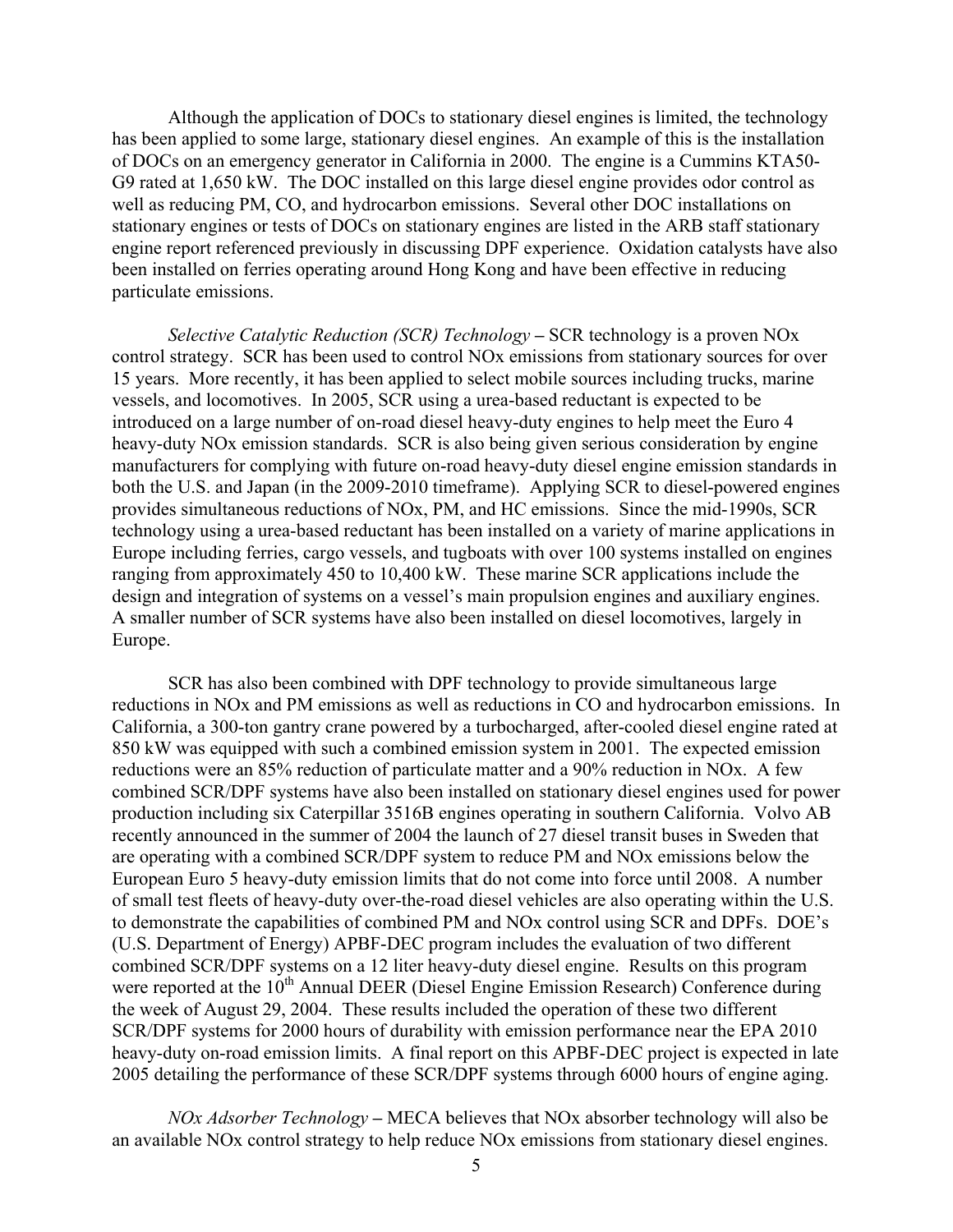Although the application of DOCs to stationary diesel engines is limited, the technology has been applied to some large, stationary diesel engines. An example of this is the installation of DOCs on an emergency generator in California in 2000. The engine is a Cummins KTA50-G9 rated at 1,650 kW. The DOC installed on this large diesel engine provides odor control as well as reducing PM, CO, and hydrocarbon emissions. Several other DOC installations on stationary engines or tests of DOCs on stationary engines are listed in the ARB staff stationary engine report referenced previously in discussing DPF experience. Oxidation catalysts have also been installed on ferries operating around Hong Kong and have been effective in reducing particulate emissions.

*Selective Catalytic Reduction (SCR) Technology* **–** SCR technology is a proven NOx control strategy. SCR has been used to control NOx emissions from stationary sources for over 15 years. More recently, it has been applied to select mobile sources including trucks, marine vessels, and locomotives. In 2005, SCR using a urea-based reductant is expected to be introduced on a large number of on-road diesel heavy-duty engines to help meet the Euro 4 heavy-duty NOx emission standards. SCR is also being given serious consideration by engine manufacturers for complying with future on-road heavy-duty diesel engine emission standards in both the U.S. and Japan (in the 2009-2010 timeframe). Applying SCR to diesel-powered engines provides simultaneous reductions of NOx, PM, and HC emissions. Since the mid-1990s, SCR technology using a urea-based reductant has been installed on a variety of marine applications in Europe including ferries, cargo vessels, and tugboats with over 100 systems installed on engines ranging from approximately 450 to 10,400 kW. These marine SCR applications include the design and integration of systems on a vessel's main propulsion engines and auxiliary engines. A smaller number of SCR systems have also been installed on diesel locomotives, largely in Europe.

SCR has also been combined with DPF technology to provide simultaneous large reductions in NOx and PM emissions as well as reductions in CO and hydrocarbon emissions. In California, a 300-ton gantry crane powered by a turbocharged, after-cooled diesel engine rated at 850 kW was equipped with such a combined emission system in 2001. The expected emission reductions were an 85% reduction of particulate matter and a 90% reduction in NOx. A few combined SCR/DPF systems have also been installed on stationary diesel engines used for power production including six Caterpillar 3516B engines operating in southern California. Volvo AB recently announced in the summer of 2004 the launch of 27 diesel transit buses in Sweden that are operating with a combined SCR/DPF system to reduce PM and NOx emissions below the European Euro 5 heavy-duty emission limits that do not come into force until 2008. A number of small test fleets of heavy-duty over-the-road diesel vehicles are also operating within the U.S. to demonstrate the capabilities of combined PM and NOx control using SCR and DPFs. DOE's (U.S. Department of Energy) APBF-DEC program includes the evaluation of two different combined SCR/DPF systems on a 12 liter heavy-duty diesel engine. Results on this program were reported at the 10th Annual DEER (Diesel Engine Emission Research) Conference during the week of August 29, 2004. These results included the operation of these two different SCR/DPF systems for 2000 hours of durability with emission performance near the EPA 2010 heavy-duty on-road emission limits. A final report on this APBF-DEC project is expected in late 2005 detailing the performance of these SCR/DPF systems through 6000 hours of engine aging.

*NOx Adsorber Technology* **–** MECA believes that NOx absorber technology will also be an available NOx control strategy to help reduce NOx emissions from stationary diesel engines.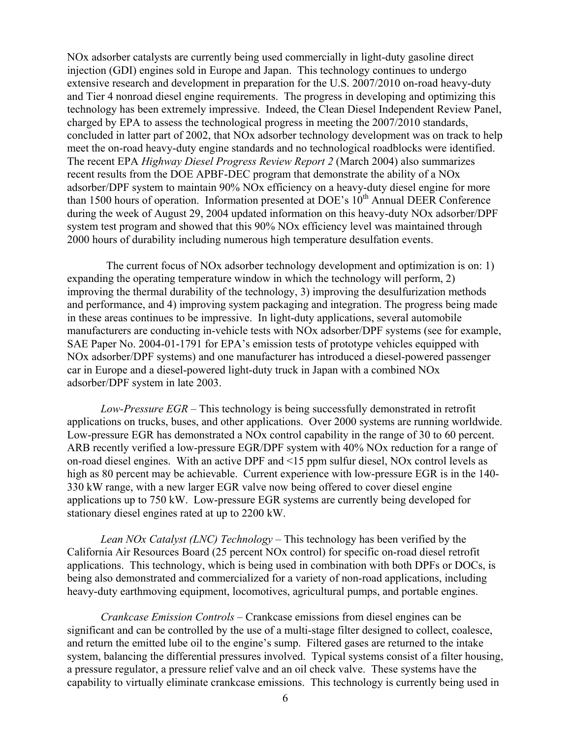NOx adsorber catalysts are currently being used commercially in light-duty gasoline direct injection (GDI) engines sold in Europe and Japan. This technology continues to undergo extensive research and development in preparation for the U.S. 2007/2010 on-road heavy-duty and Tier 4 nonroad diesel engine requirements. The progress in developing and optimizing this technology has been extremely impressive. Indeed, the Clean Diesel Independent Review Panel, charged by EPA to assess the technological progress in meeting the 2007/2010 standards, concluded in latter part of 2002, that NOx adsorber technology development was on track to help meet the on-road heavy-duty engine standards and no technological roadblocks were identified. The recent EPA *Highway Diesel Progress Review Report 2* (March 2004) also summarizes recent results from the DOE APBF-DEC program that demonstrate the ability of a NOx adsorber/DPF system to maintain 90% NOx efficiency on a heavy-duty diesel engine for more than 1500 hours of operation. Information presented at DOE's 10th Annual DEER Conference during the week of August 29, 2004 updated information on this heavy-duty NOx adsorber/DPF system test program and showed that this 90% NOx efficiency level was maintained through 2000 hours of durability including numerous high temperature desulfation events.

The current focus of NOx adsorber technology development and optimization is on: 1) expanding the operating temperature window in which the technology will perform, 2) improving the thermal durability of the technology, 3) improving the desulfurization methods and performance, and 4) improving system packaging and integration. The progress being made in these areas continues to be impressive. In light-duty applications, several automobile manufacturers are conducting in-vehicle tests with NOx adsorber/DPF systems (see for example, SAE Paper No. 2004-01-1791 for EPA's emission tests of prototype vehicles equipped with NOx adsorber/DPF systems) and one manufacturer has introduced a diesel-powered passenger car in Europe and a diesel-powered light-duty truck in Japan with a combined NOx adsorber/DPF system in late 2003.

*Low-Pressure EGR* – This technology is being successfully demonstrated in retrofit applications on trucks, buses, and other applications. Over 2000 systems are running worldwide. Low-pressure EGR has demonstrated a NOx control capability in the range of 30 to 60 percent. ARB recently verified a low-pressure EGR/DPF system with 40% NOx reduction for a range of on-road diesel engines. With an active DPF and <15 ppm sulfur diesel, NOx control levels as high as 80 percent may be achievable. Current experience with low-pressure EGR is in the 140-330 kW range, with a new larger EGR valve now being offered to cover diesel engine applications up to 750 kW. Low-pressure EGR systems are currently being developed for stationary diesel engines rated at up to 2200 kW.

*Lean NOx Catalyst (LNC) Technology* – This technology has been verified by the California Air Resources Board (25 percent NOx control) for specific on-road diesel retrofit applications. This technology, which is being used in combination with both DPFs or DOCs, is being also demonstrated and commercialized for a variety of non-road applications, including heavy-duty earthmoving equipment, locomotives, agricultural pumps, and portable engines.

*Crankcase Emission Controls* – Crankcase emissions from diesel engines can be significant and can be controlled by the use of a multi-stage filter designed to collect, coalesce, and return the emitted lube oil to the engine's sump. Filtered gases are returned to the intake system, balancing the differential pressures involved. Typical systems consist of a filter housing, a pressure regulator, a pressure relief valve and an oil check valve. These systems have the capability to virtually eliminate crankcase emissions. This technology is currently being used in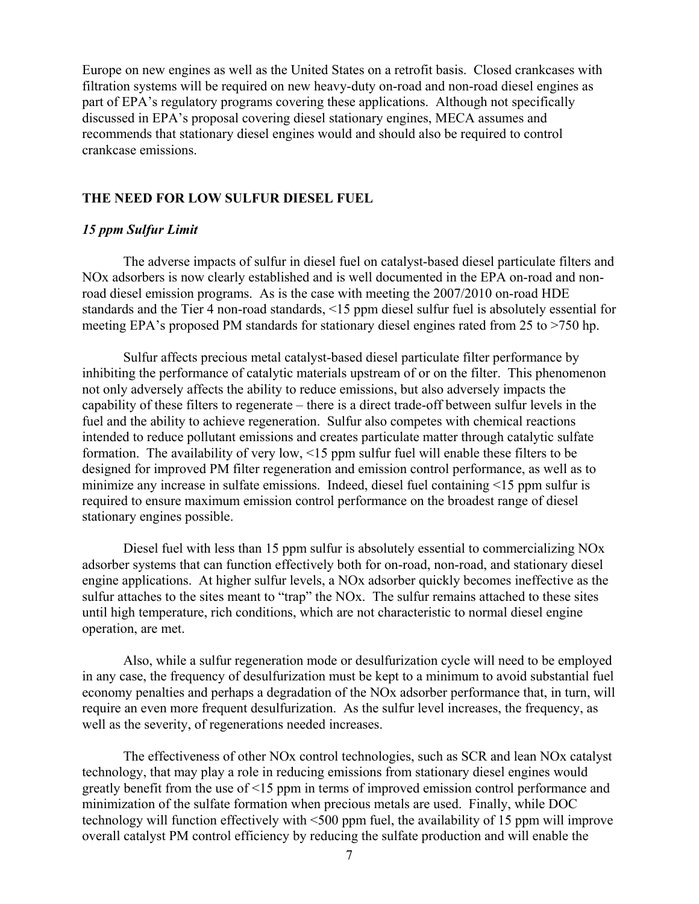Europe on new engines as well as the United States on a retrofit basis. Closed crankcases with filtration systems will be required on new heavy-duty on-road and non-road diesel engines as part of EPA's regulatory programs covering these applications. Although not specifically discussed in EPA's proposal covering diesel stationary engines, MECA assumes and recommends that stationary diesel engines would and should also be required to control crankcase emissions.

## THE NEED FOR LOW SULFUR DIESEL FUEL

### *15 ppm Sulfur Limit*

The adverse impacts of sulfur in diesel fuel on catalyst-based diesel particulate filters and NOx adsorbers is now clearly established and is well documented in the EPA on-road and non-road diesel emission programs. As is the case with meeting the 2007/2010 on-road HDE standards and the Tier 4 non-road standards, <15 ppm diesel sulfur fuel is absolutely essential for meeting EPA's proposed PM standards for stationary diesel engines rated from 25 to >750 hp.

Sulfur affects precious metal catalyst-based diesel particulate filter performance by inhibiting the performance of catalytic materials upstream of or on the filter. This phenomenon not only adversely affects the ability to reduce emissions, but also adversely impacts the capability of these filters to regenerate – there is a direct trade-off between sulfur levels in the fuel and the ability to achieve regeneration. Sulfur also competes with chemical reactions intended to reduce pollutant emissions and creates particulate matter through catalytic sulfate formation. The availability of very low, <15 ppm sulfur fuel will enable these filters to be designed for improved PM filter regeneration and emission control performance, as well as to minimize any increase in sulfate emissions. Indeed, diesel fuel containing <15 ppm sulfur is required to ensure maximum emission control performance on the broadest range of diesel stationary engines possible.

Diesel fuel with less than 15 ppm sulfur is absolutely essential to commercializing NOx adsorber systems that can function effectively both for on-road, non-road, and stationary diesel engine applications. At higher sulfur levels, a NOx adsorber quickly becomes ineffective as the sulfur attaches to the sites meant to "trap" the NOx. The sulfur remains attached to these sites until high temperature, rich conditions, which are not characteristic to normal diesel engine operation, are met.

Also, while a sulfur regeneration mode or desulfurization cycle will need to be employed in any case, the frequency of desulfurization must be kept to a minimum to avoid substantial fuel economy penalties and perhaps a degradation of the NOx adsorber performance that, in turn, will require an even more frequent desulfurization. As the sulfur level increases, the frequency, as well as the severity, of regenerations needed increases.

The effectiveness of other NOx control technologies, such as SCR and lean NOx catalyst technology, that may play a role in reducing emissions from stationary diesel engines would greatly benefit from the use of <15 ppm in terms of improved emission control performance and minimization of the sulfate formation when precious metals are used. Finally, while DOC technology will function effectively with <500 ppm fuel, the availability of 15 ppm will improve overall catalyst PM control efficiency by reducing the sulfate production and will enable the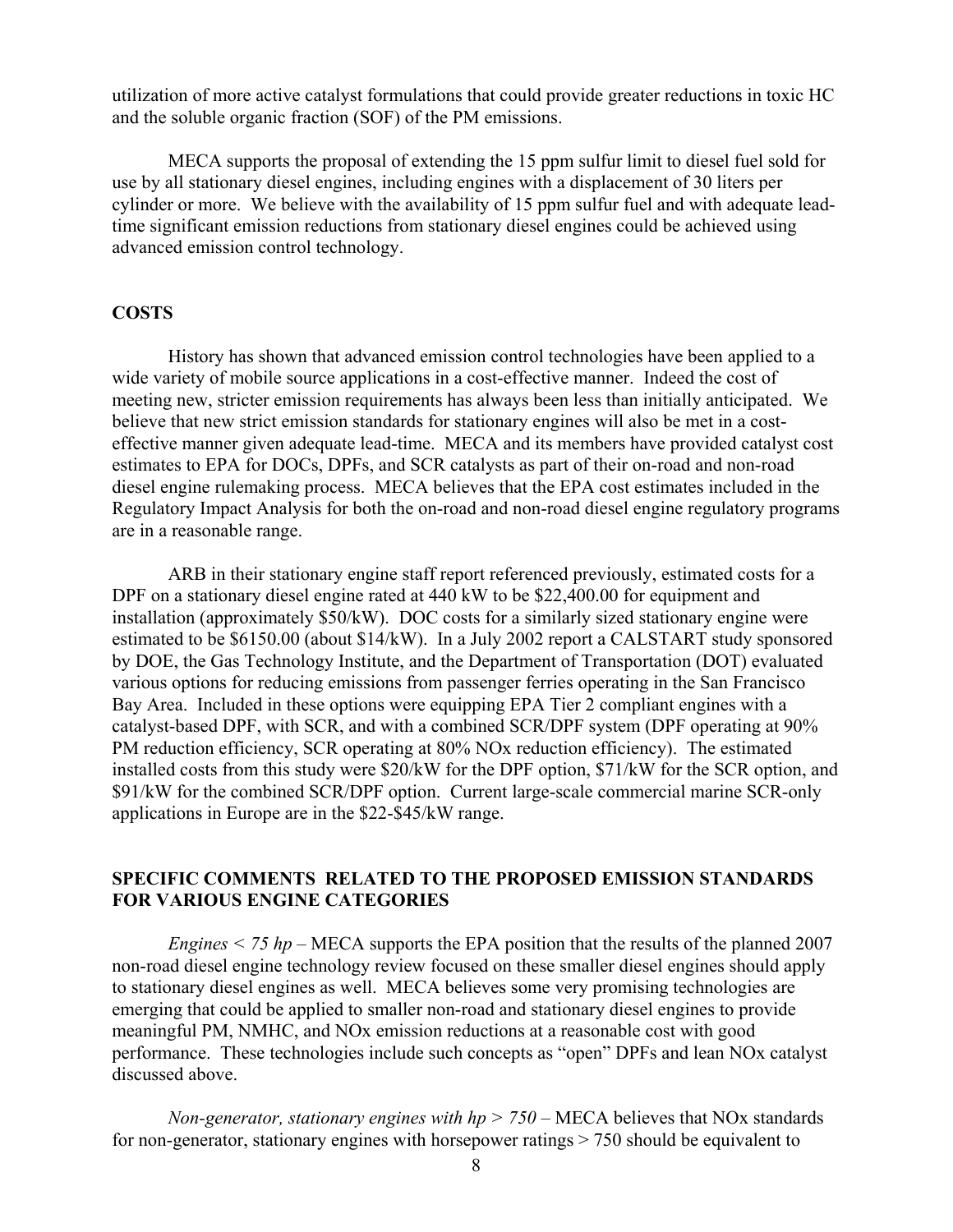utilization of more active catalyst formulations that could provide greater reductions in toxic HC and the soluble organic fraction (SOF) of the PM emissions.

MECA supports the proposal of extending the 15 ppm sulfur limit to diesel fuel sold for use by all stationary diesel engines, including engines with a displacement of 30 liters per cylinder or more. We believe with the availability of 15 ppm sulfur fuel and with adequate lead-time significant emission reductions from stationary diesel engines could be achieved using advanced emission control technology.

## COSTS

History has shown that advanced emission control technologies have been applied to a wide variety of mobile source applications in a cost-effective manner. Indeed the cost of meeting new, stricter emission requirements has always been less than initially anticipated. We believe that new strict emission standards for stationary engines will also be met in a cost-effective manner given adequate lead-time. MECA and its members have provided catalyst cost estimates to EPA for DOCs, DPFs, and SCR catalysts as part of their on-road and non-road diesel engine rulemaking process. MECA believes that the EPA cost estimates included in the Regulatory Impact Analysis for both the on-road and non-road diesel engine regulatory programs are in a reasonable range.

ARB in their stationary engine staff report referenced previously, estimated costs for a DPF on a stationary diesel engine rated at 440 kW to be $22,400.00 for equipment and installation (approximately $50/kW). DOC costs for a similarly sized stationary engine were estimated to be $6150.00 (about $14/kW). In a July 2002 report a CALSTART study sponsored by DOE, the Gas Technology Institute, and the Department of Transportation (DOT) evaluated various options for reducing emissions from passenger ferries operating in the San Francisco Bay Area. Included in these options were equipping EPA Tier 2 compliant engines with a catalyst-based DPF, with SCR, and with a combined SCR/DPF system (DPF operating at 90% PM reduction efficiency, SCR operating at 80% NOx reduction efficiency). The estimated installed costs from this study were $20/kW for the DPF option, $71/kW for the SCR option, and $91/kW for the combined SCR/DPF option. Current large-scale commercial marine SCR-only applications in Europe are in the $22-$45/kW range.

## SPECIFIC COMMENTS RELATED TO THE PROPOSED EMISSION STANDARDS FOR VARIOUS ENGINE CATEGORIES

*Engines < 75 hp* – MECA supports the EPA position that the results of the planned 2007 non-road diesel engine technology review focused on these smaller diesel engines should apply to stationary diesel engines as well. MECA believes some very promising technologies are emerging that could be applied to smaller non-road and stationary diesel engines to provide meaningful PM, NMHC, and NOx emission reductions at a reasonable cost with good performance. These technologies include such concepts as "open" DPFs and lean NOx catalyst discussed above.

*Non-generator, stationary engines with hp > 750* – MECA believes that NOx standards for non-generator, stationary engines with horsepower ratings > 750 should be equivalent to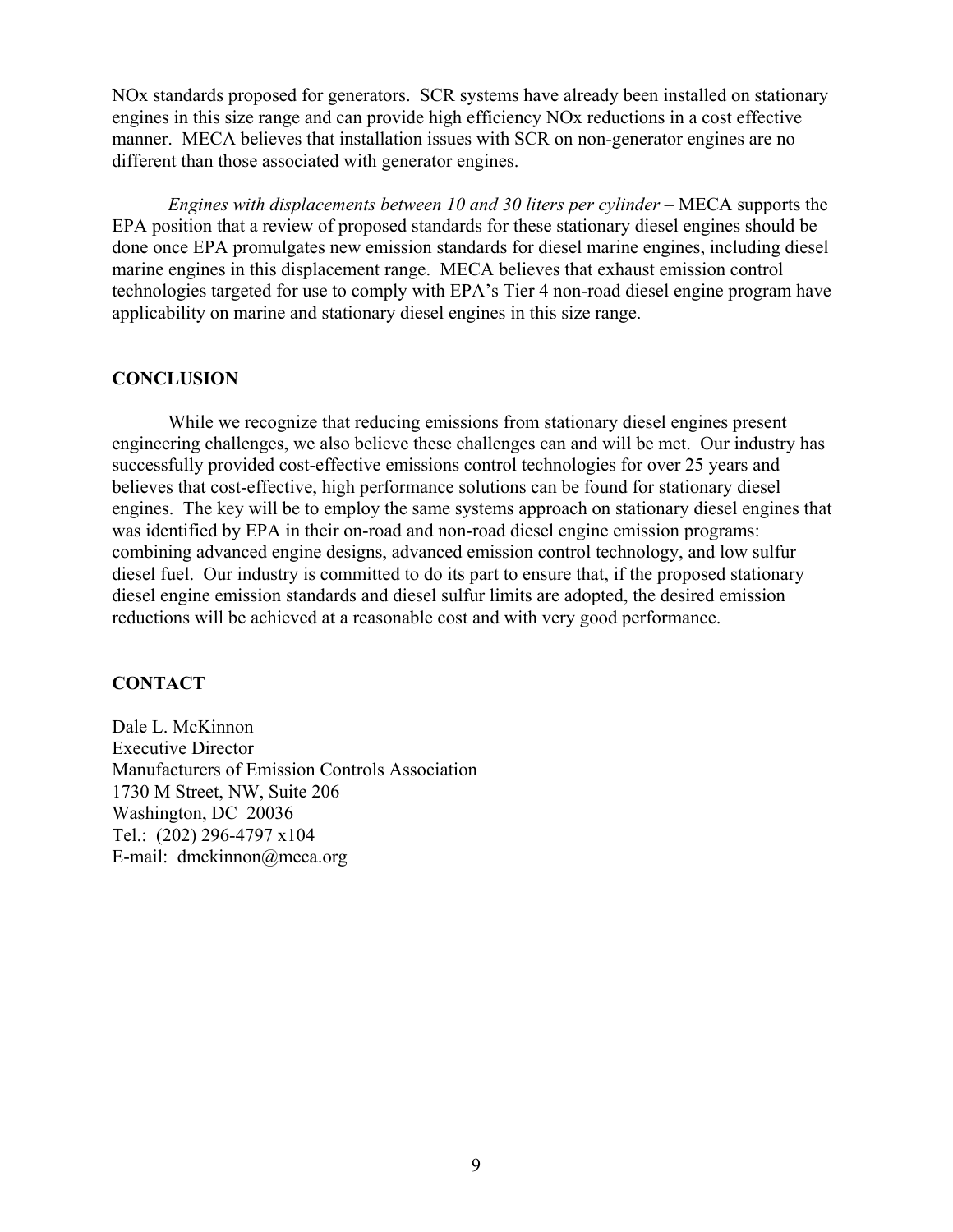NOx standards proposed for generators. SCR systems have already been installed on stationary engines in this size range and can provide high efficiency NOx reductions in a cost effective manner. MECA believes that installation issues with SCR on non-generator engines are no different than those associated with generator engines.

*Engines with displacements between 10 and 30 liters per cylinder* – MECA supports the EPA position that a review of proposed standards for these stationary diesel engines should be done once EPA promulgates new emission standards for diesel marine engines, including diesel marine engines in this displacement range. MECA believes that exhaust emission control technologies targeted for use to comply with EPA's Tier 4 non-road diesel engine program have applicability on marine and stationary diesel engines in this size range.

## CONCLUSION

While we recognize that reducing emissions from stationary diesel engines present engineering challenges, we also believe these challenges can and will be met. Our industry has successfully provided cost-effective emissions control technologies for over 25 years and believes that cost-effective, high performance solutions can be found for stationary diesel engines. The key will be to employ the same systems approach on stationary diesel engines that was identified by EPA in their on-road and non-road diesel engine emission programs: combining advanced engine designs, advanced emission control technology, and low sulfur diesel fuel. Our industry is committed to do its part to ensure that, if the proposed stationary diesel engine emission standards and diesel sulfur limits are adopted, the desired emission reductions will be achieved at a reasonable cost and with very good performance.

## CONTACT

Dale L. McKinnon  
Executive Director  
Manufacturers of Emission Controls Association  
1730 M Street, NW, Suite 206  
Washington, DC 20036  
Tel.: (202) 296-4797 x104  
E-mail: dmckinnon@meca.org